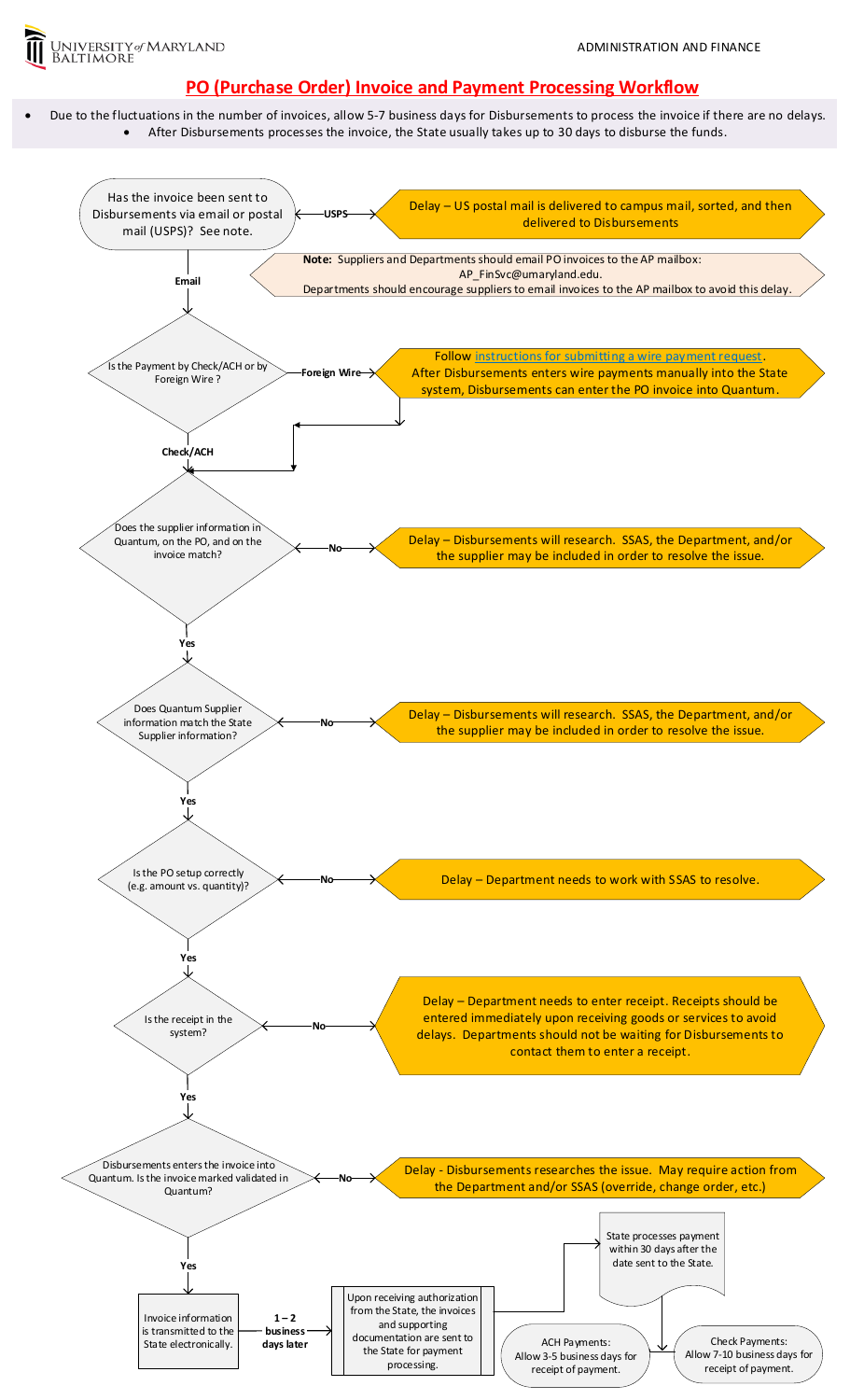ADMINISTRATION AND FINANCE

# PO (Purchase Order) Invoice and Payment Processing Workflow

- Due to the fluctuations in the number of invoices, allow 5-7 business days for Disbursements to process the invoice if there are no delays.
    - After Disbursements processes the invoice, the State usually takes up to 30 days to disburse the funds.

**Has the invoice been sent to Disbursements via email or postal mail (USPS)? See note.**

- **USPS** → Delay – US postal mail is delivered to campus mail, sorted, and then delivered to Disbursements
- **Email** → continue

**Note:** Suppliers and Departments should email PO invoices to the AP mailbox: AP_FinSvc@umaryland.edu.
Departments should encourage suppliers to email invoices to the AP mailbox to avoid this delay.

**Is the Payment by Check/ACH or by Foreign Wire?**

- **Foreign Wire** → Follow instructions for submitting a wire payment request. After Disbursements enters wire payments manually into the State system, Disbursements can enter the PO invoice into Quantum.
- **Check/ACH** → continue

**Does the supplier information in Quantum, on the PO, and on the invoice match?**

- **No** → Delay – Disbursements will research. SSAS, the Department, and/or the supplier may be included in order to resolve the issue.
- **Yes** → continue

**Does Quantum Supplier information match the State Supplier information?**

- **No** → Delay – Disbursements will research. SSAS, the Department, and/or the supplier may be included in order to resolve the issue.
- **Yes** → continue

**Is the PO setup correctly (e.g. amount vs. quantity)?**

- **No** → Delay – Department needs to work with SSAS to resolve.
- **Yes** → continue

**Is the receipt in the system?**

- **No** → Delay – Department needs to enter receipt. Receipts should be entered immediately upon receiving goods or services to avoid delays. Departments should not be waiting for Disbursements to contact them to enter a receipt.
- **Yes** → continue

**Disbursements enters the invoice into Quantum. Is the invoice marked validated in Quantum?**

- **No** → Delay - Disbursements researches the issue. May require action from the Department and/or SSAS (override, change order, etc.)
- **Yes** → continue

Invoice information is transmitted to the State electronically.

→ **1 – 2 business days later** →

Upon receiving authorization from the State, the invoices and supporting documentation are sent to the State for payment processing.

→ State processes payment within 30 days after the date sent to the State.

- ACH Payments: Allow 3-5 business days for receipt of payment.
- Check Payments: Allow 7-10 business days for receipt of payment.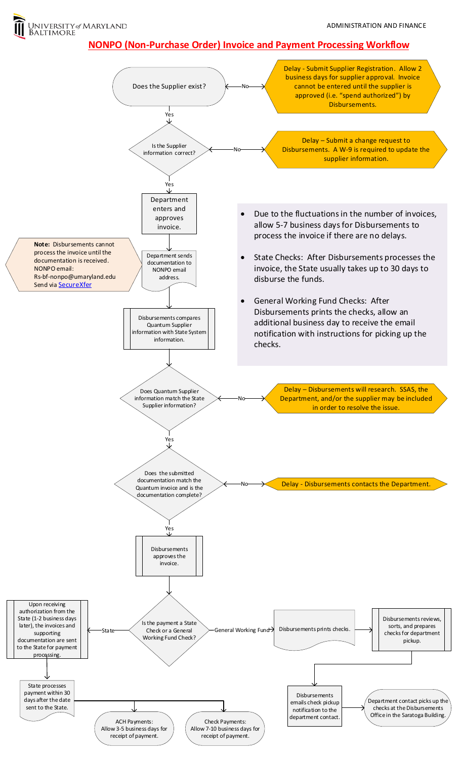# NONPO (Non-Purchase Order) Invoice and Payment Processing Workflow

Does the Supplier exist?

No → Delay - Submit Supplier Registration. Allow 2 business days for supplier approval. Invoice cannot be entered until the supplier is approved (i.e. "spend authorized") by Disbursements.

Yes

Is the Supplier information correct?

No → Delay – Submit a change request to Disbursements. A W-9 is required to update the supplier information.

Yes

Department enters and approves invoice.

Department sends documentation to NONPO email address.

**Note:** Disbursements cannot process the invoice until the documentation is received. NONPO email: Rs-bf-nonpo@umaryland.edu Send via [SecureXfer]

- Due to the fluctuations in the number of invoices, allow 5-7 business days for Disbursements to process the invoice if there are no delays.
- State Checks: After Disbursements processes the invoice, the State usually takes up to 30 days to disburse the funds.
- General Working Fund Checks: After Disbursements prints the checks, allow an additional business day to receive the email notification with instructions for picking up the checks.

Disbursements compares Quantum Supplier information with State System information.

Does Quantum Supplier information match the State Supplier information?

No → Delay – Disbursements will research. SSAS, the Department, and/or the supplier may be included in order to resolve the issue.

Yes

Does the submitted documentation match the Quantum invoice and is the documentation complete?

No → Delay - Disbursements contacts the Department.

Yes

Disbursements approves the invoice.

Is the payment a State Check or a General Working Fund Check?

State → Upon receiving authorization from the State (1-2 business days later), the invoices and supporting documentation are sent to the State for payment processing.

State processes payment within 30 days after the date sent to the State.

- ACH Payments: Allow 3-5 business days for receipt of payment.
- Check Payments: Allow 7-10 business days for receipt of payment.

General Working Fund → Disbursements prints checks.

Disbursements reviews, sorts, and prepares checks for department pickup.

Disbursements emails check pickup notification to the department contact.

Department contact picks up the checks at the Disbursements Office in the Saratoga Building.